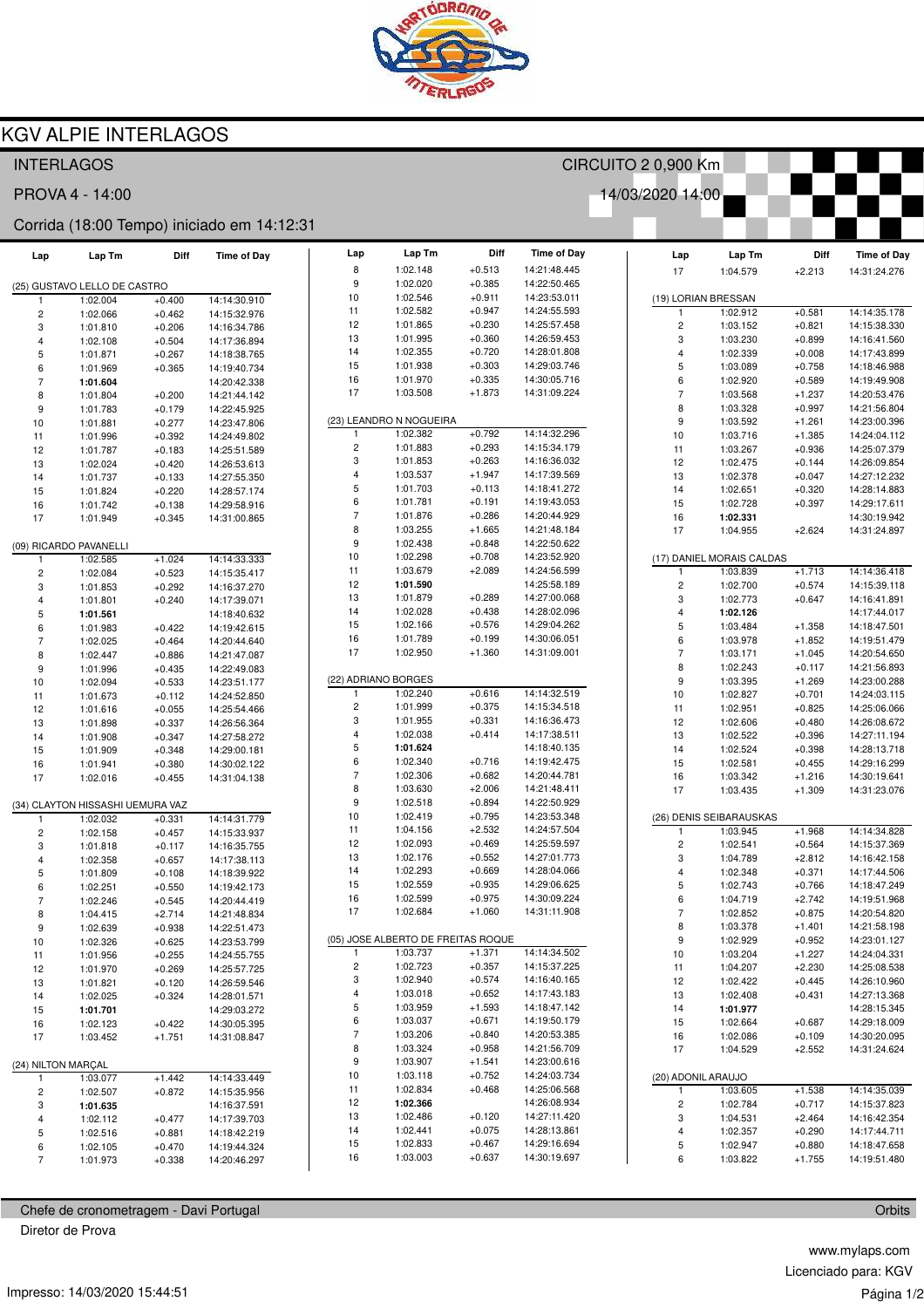# KGV ALPIE INTERLAGOS

INTERLAGOS — CIRCUITO 2 0,900 Km

PROVA 4 - 14:00 — 14/03/2020 14:00

Corrida (18:00 Tempo) iniciado em 14:12:31

### (25) GUSTAVO LELLO DE CASTRO

| Lap | Lap Tm | Diff | Time of Day |
|---|---|---|---|
| 1 | 1:02.004 | +0.400 | 14:14:30.910 |
| 2 | 1:02.066 | +0.462 | 14:15:32.976 |
| 3 | 1:01.810 | +0.206 | 14:16:34.786 |
| 4 | 1:02.108 | +0.504 | 14:17:36.894 |
| 5 | 1:01.871 | +0.267 | 14:18:38.765 |
| 6 | 1:01.969 | +0.365 | 14:19:40.734 |
| 7 | **1:01.604** | | 14:20:42.338 |
| 8 | 1:01.804 | +0.200 | 14:21:44.142 |
| 9 | 1:01.783 | +0.179 | 14:22:45.925 |
| 10 | 1:01.881 | +0.277 | 14:23:47.806 |
| 11 | 1:01.996 | +0.392 | 14:24:49.802 |
| 12 | 1:01.787 | +0.183 | 14:25:51.589 |
| 13 | 1:02.024 | +0.420 | 14:26:53.613 |
| 14 | 1:01.737 | +0.133 | 14:27:55.350 |
| 15 | 1:01.824 | +0.220 | 14:28:57.174 |
| 16 | 1:01.742 | +0.138 | 14:29:58.916 |
| 17 | 1:01.949 | +0.345 | 14:31:00.865 |

### (09) RICARDO PAVANELLI

| Lap | Lap Tm | Diff | Time of Day |
|---|---|---|---|
| 1 | 1:02.585 | +1.024 | 14:14:33.333 |
| 2 | 1:02.084 | +0.523 | 14:15:35.417 |
| 3 | 1:01.853 | +0.292 | 14:16:37.270 |
| 4 | 1:01.801 | +0.240 | 14:17:39.071 |
| 5 | **1:01.561** | | 14:18:40.632 |
| 6 | 1:01.983 | +0.422 | 14:19:42.615 |
| 7 | 1:02.025 | +0.464 | 14:20:44.640 |
| 8 | 1:02.447 | +0.886 | 14:21:47.087 |
| 9 | 1:01.996 | +0.435 | 14:22:49.083 |
| 10 | 1:02.094 | +0.533 | 14:23:51.177 |
| 11 | 1:01.673 | +0.112 | 14:24:52.850 |
| 12 | 1:01.616 | +0.055 | 14:25:54.466 |
| 13 | 1:01.898 | +0.337 | 14:26:56.364 |
| 14 | 1:01.908 | +0.347 | 14:27:58.272 |
| 15 | 1:01.909 | +0.348 | 14:29:00.181 |
| 16 | 1:01.941 | +0.380 | 14:30:02.122 |
| 17 | 1:02.016 | +0.455 | 14:31:04.138 |

### (34) CLAYTON HISSASHI UEMURA VAZ

| Lap | Lap Tm | Diff | Time of Day |
|---|---|---|---|
| 1 | 1:02.032 | +0.331 | 14:14:31.779 |
| 2 | 1:02.158 | +0.457 | 14:15:33.937 |
| 3 | 1:01.818 | +0.117 | 14:16:35.755 |
| 4 | 1:02.358 | +0.657 | 14:17:38.113 |
| 5 | 1:01.809 | +0.108 | 14:18:39.922 |
| 6 | 1:02.251 | +0.550 | 14:19:42.173 |
| 7 | 1:02.246 | +0.545 | 14:20:44.419 |
| 8 | 1:04.415 | +2.714 | 14:21:48.834 |
| 9 | 1:02.639 | +0.938 | 14:22:51.473 |
| 10 | 1:02.326 | +0.625 | 14:23:53.799 |
| 11 | 1:01.956 | +0.255 | 14:24:55.755 |
| 12 | 1:01.970 | +0.269 | 14:25:57.725 |
| 13 | 1:01.821 | +0.120 | 14:26:59.546 |
| 14 | 1:02.025 | +0.324 | 14:28:01.571 |
| 15 | **1:01.701** | | 14:29:03.272 |
| 16 | 1:02.123 | +0.422 | 14:30:05.395 |
| 17 | 1:03.452 | +1.751 | 14:31:08.847 |

### (24) NILTON MARÇAL

| Lap | Lap Tm | Diff | Time of Day |
|---|---|---|---|
| 1 | 1:03.077 | +1.442 | 14:14:33.449 |
| 2 | 1:02.507 | +0.872 | 14:15:35.956 |
| 3 | **1:01.635** | | 14:16:37.591 |
| 4 | 1:02.112 | +0.477 | 14:17:39.703 |
| 5 | 1:02.516 | +0.881 | 14:18:42.219 |
| 6 | 1:02.105 | +0.470 | 14:19:44.324 |
| 7 | 1:01.973 | +0.338 | 14:20:46.297 |
| 8 | 1:02.148 | +0.513 | 14:21:48.445 |
| 9 | 1:02.020 | +0.385 | 14:22:50.465 |
| 10 | 1:02.546 | +0.911 | 14:23:53.011 |
| 11 | 1:02.582 | +0.947 | 14:24:55.593 |
| 12 | 1:01.865 | +0.230 | 14:25:57.458 |
| 13 | 1:01.995 | +0.360 | 14:26:59.453 |
| 14 | 1:02.355 | +0.720 | 14:28:01.808 |
| 15 | 1:01.938 | +0.303 | 14:29:03.746 |
| 16 | 1:01.970 | +0.335 | 14:30:05.716 |
| 17 | 1:03.508 | +1.873 | 14:31:09.224 |

### (23) LEANDRO N NOGUEIRA

| Lap | Lap Tm | Diff | Time of Day |
|---|---|---|---|
| 1 | 1:02.382 | +0.792 | 14:14:32.296 |
| 2 | 1:01.883 | +0.293 | 14:15:34.179 |
| 3 | 1:01.853 | +0.263 | 14:16:36.032 |
| 4 | 1:03.537 | +1.947 | 14:17:39.569 |
| 5 | 1:01.703 | +0.113 | 14:18:41.272 |
| 6 | 1:01.781 | +0.191 | 14:19:43.053 |
| 7 | 1:01.876 | +0.286 | 14:20:44.929 |
| 8 | 1:03.255 | +1.665 | 14:21:48.184 |
| 9 | 1:02.438 | +0.848 | 14:22:50.622 |
| 10 | 1:02.298 | +0.708 | 14:23:52.920 |
| 11 | 1:03.679 | +2.089 | 14:24:56.599 |
| 12 | **1:01.590** | | 14:25:58.189 |
| 13 | 1:01.879 | +0.289 | 14:27:00.068 |
| 14 | 1:02.028 | +0.438 | 14:28:02.096 |
| 15 | 1:02.166 | +0.576 | 14:29:04.262 |
| 16 | 1:01.789 | +0.199 | 14:30:06.051 |
| 17 | 1:02.950 | +1.360 | 14:31:09.001 |

### (22) ADRIANO BORGES

| Lap | Lap Tm | Diff | Time of Day |
|---|---|---|---|
| 1 | 1:02.240 | +0.616 | 14:14:32.519 |
| 2 | 1:01.999 | +0.375 | 14:15:34.518 |
| 3 | 1:01.955 | +0.331 | 14:16:36.473 |
| 4 | 1:02.038 | +0.414 | 14:17:38.511 |
| 5 | **1:01.624** | | 14:18:40.135 |
| 6 | 1:02.340 | +0.716 | 14:19:42.475 |
| 7 | 1:02.306 | +0.682 | 14:20:44.781 |
| 8 | 1:03.630 | +2.006 | 14:21:48.411 |
| 9 | 1:02.518 | +0.894 | 14:22:50.929 |
| 10 | 1:02.419 | +0.795 | 14:23:53.348 |
| 11 | 1:04.156 | +2.532 | 14:24:57.504 |
| 12 | 1:02.093 | +0.469 | 14:25:59.597 |
| 13 | 1:02.176 | +0.552 | 14:27:01.773 |
| 14 | 1:02.293 | +0.669 | 14:28:04.066 |
| 15 | 1:02.559 | +0.935 | 14:29:06.625 |
| 16 | 1:02.599 | +0.975 | 14:30:09.224 |
| 17 | 1:02.684 | +1.060 | 14:31:11.908 |

### (05) JOSE ALBERTO DE FREITAS ROQUE

| Lap | Lap Tm | Diff | Time of Day |
|---|---|---|---|
| 1 | 1:03.737 | +1.371 | 14:14:34.502 |
| 2 | 1:02.723 | +0.357 | 14:15:37.225 |
| 3 | 1:02.940 | +0.574 | 14:16:40.165 |
| 4 | 1:03.018 | +0.652 | 14:17:43.183 |
| 5 | 1:03.959 | +1.593 | 14:18:47.142 |
| 6 | 1:03.037 | +0.671 | 14:19:50.179 |
| 7 | 1:03.206 | +0.840 | 14:20:53.385 |
| 8 | 1:03.324 | +0.958 | 14:21:56.709 |
| 9 | 1:03.907 | +1.541 | 14:23:00.616 |
| 10 | 1:03.118 | +0.752 | 14:24:03.734 |
| 11 | 1:02.834 | +0.468 | 14:25:06.568 |
| 12 | **1:02.366** | | 14:26:08.934 |
| 13 | 1:02.486 | +0.120 | 14:27:11.420 |
| 14 | 1:02.441 | +0.075 | 14:28:13.861 |
| 15 | 1:02.833 | +0.467 | 14:29:16.694 |
| 16 | 1:03.003 | +0.637 | 14:30:19.697 |
| 17 | 1:04.579 | +2.213 | 14:31:24.276 |

### (19) LORIAN BRESSAN

| Lap | Lap Tm | Diff | Time of Day |
|---|---|---|---|
| 1 | 1:02.912 | +0.581 | 14:14:35.178 |
| 2 | 1:03.152 | +0.821 | 14:15:38.330 |
| 3 | 1:03.230 | +0.899 | 14:16:41.560 |
| 4 | 1:02.339 | +0.008 | 14:17:43.899 |
| 5 | 1:03.089 | +0.758 | 14:18:46.988 |
| 6 | 1:02.920 | +0.589 | 14:19:49.908 |
| 7 | 1:03.568 | +1.237 | 14:20:53.476 |
| 8 | 1:03.328 | +0.997 | 14:21:56.804 |
| 9 | 1:03.592 | +1.261 | 14:23:00.396 |
| 10 | 1:03.716 | +1.385 | 14:24:04.112 |
| 11 | 1:03.267 | +0.936 | 14:25:07.379 |
| 12 | 1:02.475 | +0.144 | 14:26:09.854 |
| 13 | 1:02.378 | +0.047 | 14:27:12.232 |
| 14 | 1:02.651 | +0.320 | 14:28:14.883 |
| 15 | 1:02.728 | +0.397 | 14:29:17.611 |
| 16 | **1:02.331** | | 14:30:19.942 |
| 17 | 1:04.955 | +2.624 | 14:31:24.897 |

### (17) DANIEL MORAIS CALDAS

| Lap | Lap Tm | Diff | Time of Day |
|---|---|---|---|
| 1 | 1:03.839 | +1.713 | 14:14:36.418 |
| 2 | 1:02.700 | +0.574 | 14:15:39.118 |
| 3 | 1:02.773 | +0.647 | 14:16:41.891 |
| 4 | **1:02.126** | | 14:17:44.017 |
| 5 | 1:03.484 | +1.358 | 14:18:47.501 |
| 6 | 1:03.978 | +1.852 | 14:19:51.479 |
| 7 | 1:03.171 | +1.045 | 14:20:54.650 |
| 8 | 1:02.243 | +0.117 | 14:21:56.893 |
| 9 | 1:03.395 | +1.269 | 14:23:00.288 |
| 10 | 1:02.827 | +0.701 | 14:24:03.115 |
| 11 | 1:02.951 | +0.825 | 14:25:06.066 |
| 12 | 1:02.606 | +0.480 | 14:26:08.672 |
| 13 | 1:02.522 | +0.396 | 14:27:11.194 |
| 14 | 1:02.524 | +0.398 | 14:28:13.718 |
| 15 | 1:02.581 | +0.455 | 14:29:16.299 |
| 16 | 1:03.342 | +1.216 | 14:30:19.641 |
| 17 | 1:03.435 | +1.309 | 14:31:23.076 |

### (26) DENIS SEIBARAUSKAS

| Lap | Lap Tm | Diff | Time of Day |
|---|---|---|---|
| 1 | 1:03.945 | +1.968 | 14:14:34.828 |
| 2 | 1:02.541 | +0.564 | 14:15:37.369 |
| 3 | 1:04.789 | +2.812 | 14:16:42.158 |
| 4 | 1:02.348 | +0.371 | 14:17:44.506 |
| 5 | 1:02.743 | +0.766 | 14:18:47.249 |
| 6 | 1:04.719 | +2.742 | 14:19:51.968 |
| 7 | 1:02.852 | +0.875 | 14:20:54.820 |
| 8 | 1:03.378 | +1.401 | 14:21:58.198 |
| 9 | 1:02.929 | +0.952 | 14:23:01.127 |
| 10 | 1:03.204 | +1.227 | 14:24:04.331 |
| 11 | 1:04.207 | +2.230 | 14:25:08.538 |
| 12 | 1:02.422 | +0.445 | 14:26:10.960 |
| 13 | 1:02.408 | +0.431 | 14:27:13.368 |
| 14 | **1:01.977** | | 14:28:15.345 |
| 15 | 1:02.664 | +0.687 | 14:29:18.009 |
| 16 | 1:02.086 | +0.109 | 14:30:20.095 |
| 17 | 1:04.529 | +2.552 | 14:31:24.624 |

### (20) ADONIL ARAUJO

| Lap | Lap Tm | Diff | Time of Day |
|---|---|---|---|
| 1 | 1:03.605 | +1.538 | 14:14:35.039 |
| 2 | 1:02.784 | +0.717 | 14:15:37.823 |
| 3 | 1:04.531 | +2.464 | 14:16:42.354 |
| 4 | 1:02.357 | +0.290 | 14:17:44.711 |
| 5 | 1:02.947 | +0.880 | 14:18:47.658 |
| 6 | 1:03.822 | +1.755 | 14:19:51.480 |

Chefe de cronometragem - Davi Portugal — Orbits

Diretor de Prova

www.mylaps.com

Licenciado para: KGV

Impresso: 14/03/2020 15:44:51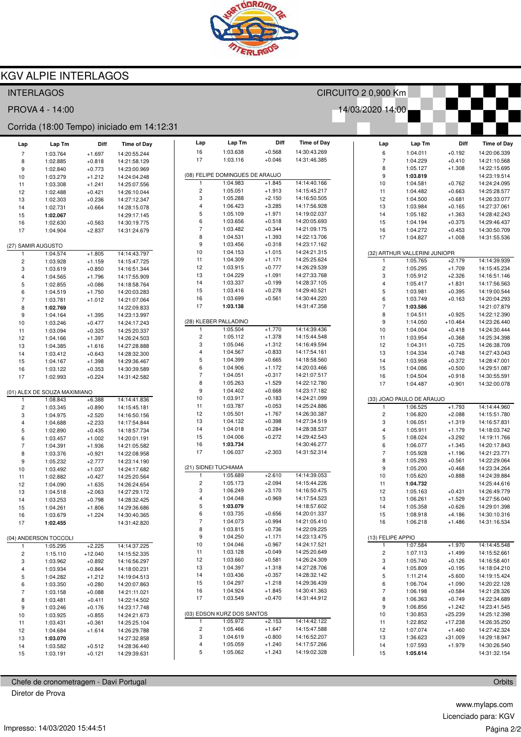# KGV ALPIE INTERLAGOS

INTERLAGOS — CIRCUITO 2 0,900 Km

PROVA 4 - 14:00 — 14/03/2020 14:00

Corrida (18:00 Tempo) iniciado em 14:12:31

| Lap | Lap Tm | Diff | Time of Day |
|---|---|---|---|
| 7 | 1:03.764 | +1.697 | 14:20:55.244 |
| 8 | 1:02.885 | +0.818 | 14:21:58.129 |
| 9 | 1:02.840 | +0.773 | 14:23:00.969 |
| 10 | 1:03.279 | +1.212 | 14:24:04.248 |
| 11 | 1:03.308 | +1.241 | 14:25:07.556 |
| 12 | 1:02.488 | +0.421 | 14:26:10.044 |
| 13 | 1:02.303 | +0.236 | 14:27:12.347 |
| 14 | 1:02.731 | +0.664 | 14:28:15.078 |
| 15 | **1:02.067** | | 14:29:17.145 |
| 16 | 1:02.630 | +0.563 | 14:30:19.775 |
| 17 | 1:04.904 | +2.837 | 14:31:24.679 |

(27) SAMIR AUGUSTO

| Lap | Lap Tm | Diff | Time of Day |
|---|---|---|---|
| 1 | 1:04.574 | +1.805 | 14:14:43.797 |
| 2 | 1:03.928 | +1.159 | 14:15:47.725 |
| 3 | 1:03.619 | +0.850 | 14:16:51.344 |
| 4 | 1:04.565 | +1.796 | 14:17:55.909 |
| 5 | 1:02.855 | +0.086 | 14:18:58.764 |
| 6 | 1:04.519 | +1.750 | 14:20:03.283 |
| 7 | 1:03.781 | +1.012 | 14:21:07.064 |
| 8 | **1:02.769** | | 14:22:09.833 |
| 9 | 1:04.164 | +1.395 | 14:23:13.997 |
| 10 | 1:03.246 | +0.477 | 14:24:17.243 |
| 11 | 1:03.094 | +0.325 | 14:25:20.337 |
| 12 | 1:04.166 | +1.397 | 14:26:24.503 |
| 13 | 1:04.385 | +1.616 | 14:27:28.888 |
| 14 | 1:03.412 | +0.643 | 14:28:32.300 |
| 15 | 1:04.167 | +1.398 | 14:29:36.467 |
| 16 | 1:03.122 | +0.353 | 14:30:39.589 |
| 17 | 1:02.993 | +0.224 | 14:31:42.582 |

(01) ALEX DE SOUZA MAXIMIANO

| Lap | Lap Tm | Diff | Time of Day |
|---|---|---|---|
| 1 | 1:08.843 | +6.388 | 14:14:41.836 |
| 2 | 1:03.345 | +0.890 | 14:15:45.181 |
| 3 | 1:04.975 | +2.520 | 14:16:50.156 |
| 4 | 1:04.688 | +2.233 | 14:17:54.844 |
| 5 | 1:02.890 | +0.435 | 14:18:57.734 |
| 6 | 1:03.457 | +1.002 | 14:20:01.191 |
| 7 | 1:04.391 | +1.936 | 14:21:05.582 |
| 8 | 1:03.376 | +0.921 | 14:22:08.958 |
| 9 | 1:05.232 | +2.777 | 14:23:14.190 |
| 10 | 1:03.492 | +1.037 | 14:24:17.682 |
| 11 | 1:02.882 | +0.427 | 14:25:20.564 |
| 12 | 1:04.090 | +1.635 | 14:26:24.654 |
| 13 | 1:04.518 | +2.063 | 14:27:29.172 |
| 14 | 1:03.253 | +0.798 | 14:28:32.425 |
| 15 | 1:04.261 | +1.806 | 14:29:36.686 |
| 16 | 1:03.679 | +1.224 | 14:30:40.365 |
| 17 | **1:02.455** | | 14:31:42.820 |

(04) ANDERSON TOCCOLI

| Lap | Lap Tm | Diff | Time of Day |
|---|---|---|---|
| 1 | 1:05.295 | +2.225 | 14:14:37.225 |
| 2 | 1:15.110 | +12.040 | 14:15:52.335 |
| 3 | 1:03.962 | +0.892 | 14:16:56.297 |
| 4 | 1:03.934 | +0.864 | 14:18:00.231 |
| 5 | 1:04.282 | +1.212 | 14:19:04.513 |
| 6 | 1:03.350 | +0.280 | 14:20:07.863 |
| 7 | 1:03.158 | +0.088 | 14:21:11.021 |
| 8 | 1:03.481 | +0.411 | 14:22:14.502 |
| 9 | 1:03.246 | +0.176 | 14:23:17.748 |
| 10 | 1:03.925 | +0.855 | 14:24:21.673 |
| 11 | 1:03.431 | +0.361 | 14:25:25.104 |
| 12 | 1:04.684 | +1.614 | 14:26:29.788 |
| 13 | **1:03.070** | | 14:27:32.858 |
| 14 | 1:03.582 | +0.512 | 14:28:36.440 |
| 15 | 1:03.191 | +0.121 | 14:29:39.631 |
| 16 | 1:03.638 | +0.568 | 14:30:43.269 |
| 17 | 1:03.116 | +0.046 | 14:31:46.385 |

(08) FELIPE DOMINGUES DE ARAUJO

| Lap | Lap Tm | Diff | Time of Day |
|---|---|---|---|
| 1 | 1:04.983 | +1.845 | 14:14:40.166 |
| 2 | 1:05.051 | +1.913 | 14:15:45.217 |
| 3 | 1:05.288 | +2.150 | 14:16:50.505 |
| 4 | 1:06.423 | +3.285 | 14:17:56.928 |
| 5 | 1:05.109 | +1.971 | 14:19:02.037 |
| 6 | 1:03.656 | +0.518 | 14:20:05.693 |
| 7 | 1:03.482 | +0.344 | 14:21:09.175 |
| 8 | 1:04.531 | +1.393 | 14:22:13.706 |
| 9 | 1:03.456 | +0.318 | 14:23:17.162 |
| 10 | 1:04.153 | +1.015 | 14:24:21.315 |
| 11 | 1:04.309 | +1.171 | 14:25:25.624 |
| 12 | 1:03.915 | +0.777 | 14:26:29.539 |
| 13 | 1:04.229 | +1.091 | 14:27:33.768 |
| 14 | 1:03.337 | +0.199 | 14:28:37.105 |
| 15 | 1:03.416 | +0.278 | 14:29:40.521 |
| 16 | 1:03.699 | +0.561 | 14:30:44.220 |
| 17 | **1:03.138** | | 14:31:47.358 |

(28) KLEBER PALLADINO

| Lap | Lap Tm | Diff | Time of Day |
|---|---|---|---|
| 1 | 1:05.504 | +1.770 | 14:14:39.436 |
| 2 | 1:05.112 | +1.378 | 14:15:44.548 |
| 3 | 1:05.046 | +1.312 | 14:16:49.594 |
| 4 | 1:04.567 | +0.833 | 14:17:54.161 |
| 5 | 1:04.399 | +0.665 | 14:18:58.560 |
| 6 | 1:04.906 | +1.172 | 14:20:03.466 |
| 7 | 1:04.051 | +0.317 | 14:21:07.517 |
| 8 | 1:05.263 | +1.529 | 14:22:12.780 |
| 9 | 1:04.402 | +0.668 | 14:23:17.182 |
| 10 | 1:03.917 | +0.183 | 14:24:21.099 |
| 11 | 1:03.787 | +0.053 | 14:25:24.886 |
| 12 | 1:05.501 | +1.767 | 14:26:30.387 |
| 13 | 1:04.132 | +0.398 | 14:27:34.519 |
| 14 | 1:04.018 | +0.284 | 14:28:38.537 |
| 15 | 1:04.006 | +0.272 | 14:29:42.543 |
| 16 | **1:03.734** | | 14:30:46.277 |
| 17 | 1:06.037 | +2.303 | 14:31:52.314 |

(21) SIDNEI TUCHIAMA

| Lap | Lap Tm | Diff | Time of Day |
|---|---|---|---|
| 1 | 1:05.689 | +2.610 | 14:14:39.053 |
| 2 | 1:05.173 | +2.094 | 14:15:44.226 |
| 3 | 1:06.249 | +3.170 | 14:16:50.475 |
| 4 | 1:04.048 | +0.969 | 14:17:54.523 |
| 5 | **1:03.079** | | 14:18:57.602 |
| 6 | 1:03.735 | +0.656 | 14:20:01.337 |
| 7 | 1:04.073 | +0.994 | 14:21:05.410 |
| 8 | 1:03.815 | +0.736 | 14:22:09.225 |
| 9 | 1:04.250 | +1.171 | 14:23:13.475 |
| 10 | 1:04.046 | +0.967 | 14:24:17.521 |
| 11 | 1:03.128 | +0.049 | 14:25:20.649 |
| 12 | 1:03.660 | +0.581 | 14:26:24.309 |
| 13 | 1:04.397 | +1.318 | 14:27:28.706 |
| 14 | 1:03.436 | +0.357 | 14:28:32.142 |
| 15 | 1:04.297 | +1.218 | 14:29:36.439 |
| 16 | 1:04.924 | +1.845 | 14:30:41.363 |
| 17 | 1:03.549 | +0.470 | 14:31:44.912 |

(03) EDSON KURZ DOS SANTOS

| Lap | Lap Tm | Diff | Time of Day |
|---|---|---|---|
| 1 | 1:05.972 | +2.153 | 14:14:42.122 |
| 2 | 1:05.466 | +1.647 | 14:15:47.588 |
| 3 | 1:04.619 | +0.800 | 14:16:52.207 |
| 4 | 1:05.059 | +1.240 | 14:17:57.266 |
| 5 | 1:05.062 | +1.243 | 14:19:02.328 |
| 6 | 1:04.011 | +0.192 | 14:20:06.339 |
| 7 | 1:04.229 | +0.410 | 14:21:10.568 |
| 8 | 1:05.127 | +1.308 | 14:22:15.695 |
| 9 | **1:03.819** | | 14:23:19.514 |
| 10 | 1:04.581 | +0.762 | 14:24:24.095 |
| 11 | 1:04.482 | +0.663 | 14:25:28.577 |
| 12 | 1:04.500 | +0.681 | 14:26:33.077 |
| 13 | 1:03.984 | +0.165 | 14:27:37.061 |
| 14 | 1:05.182 | +1.363 | 14:28:42.243 |
| 15 | 1:04.194 | +0.375 | 14:29:46.437 |
| 16 | 1:04.272 | +0.453 | 14:30:50.709 |
| 17 | 1:04.827 | +1.008 | 14:31:55.536 |

(32) ARTHUR VALLERINI JUNIOPR

| Lap | Lap Tm | Diff | Time of Day |
|---|---|---|---|
| 1 | 1:05.765 | +2.179 | 14:14:39.939 |
| 2 | 1:05.295 | +1.709 | 14:15:45.234 |
| 3 | 1:05.912 | +2.326 | 14:16:51.146 |
| 4 | 1:05.417 | +1.831 | 14:17:56.563 |
| 5 | 1:03.981 | +0.395 | 14:19:00.544 |
| 6 | 1:03.749 | +0.163 | 14:20:04.293 |
| 7 | **1:03.586** | | 14:21:07.879 |
| 8 | 1:04.511 | +0.925 | 14:22:12.390 |
| 9 | 1:14.050 | +10.464 | 14:23:26.440 |
| 10 | 1:04.004 | +0.418 | 14:24:30.444 |
| 11 | 1:03.954 | +0.368 | 14:25:34.398 |
| 12 | 1:04.311 | +0.725 | 14:26:38.709 |
| 13 | 1:04.334 | +0.748 | 14:27:43.043 |
| 14 | 1:03.958 | +0.372 | 14:28:47.001 |
| 15 | 1:04.086 | +0.500 | 14:29:51.087 |
| 16 | 1:04.504 | +0.918 | 14:30:55.591 |
| 17 | 1:04.487 | +0.901 | 14:32:00.078 |

(33) JOAO PAULO DE ARAUJO

| Lap | Lap Tm | Diff | Time of Day |
|---|---|---|---|
| 1 | 1:06.525 | +1.793 | 14:14:44.960 |
| 2 | 1:06.820 | +2.088 | 14:15:51.780 |
| 3 | 1:06.051 | +1.319 | 14:16:57.831 |
| 4 | 1:05.911 | +1.179 | 14:18:03.742 |
| 5 | 1:08.024 | +3.292 | 14:19:11.766 |
| 6 | 1:06.077 | +1.345 | 14:20:17.843 |
| 7 | 1:05.928 | +1.196 | 14:21:23.771 |
| 8 | 1:05.293 | +0.561 | 14:22:29.064 |
| 9 | 1:05.200 | +0.468 | 14:23:34.264 |
| 10 | 1:05.620 | +0.888 | 14:24:39.884 |
| 11 | **1:04.732** | | 14:25:44.616 |
| 12 | 1:05.163 | +0.431 | 14:26:49.779 |
| 13 | 1:06.261 | +1.529 | 14:27:56.040 |
| 14 | 1:05.358 | +0.626 | 14:29:01.398 |
| 15 | 1:08.918 | +4.186 | 14:30:10.316 |
| 16 | 1:06.218 | +1.486 | 14:31:16.534 |

(13) FELIPE APPIO

| Lap | Lap Tm | Diff | Time of Day |
|---|---|---|---|
| 1 | 1:07.584 | +1.970 | 14:14:45.548 |
| 2 | 1:07.113 | +1.499 | 14:15:52.661 |
| 3 | 1:05.740 | +0.126 | 14:16:58.401 |
| 4 | 1:05.809 | +0.195 | 14:18:04.210 |
| 5 | 1:11.214 | +5.600 | 14:19:15.424 |
| 6 | 1:06.704 | +1.090 | 14:20:22.128 |
| 7 | 1:06.198 | +0.584 | 14:21:28.326 |
| 8 | 1:06.363 | +0.749 | 14:22:34.689 |
| 9 | 1:06.856 | +1.242 | 14:23:41.545 |
| 10 | 1:30.853 | +25.239 | 14:25:12.398 |
| 11 | 1:22.852 | +17.238 | 14:26:35.250 |
| 12 | 1:07.074 | +1.460 | 14:27:42.324 |
| 13 | 1:36.623 | +31.009 | 14:29:18.947 |
| 14 | 1:07.593 | +1.979 | 14:30:26.540 |
| 15 | **1:05.614** | | 14:31:32.154 |

Chefe de cronometragem - Davi Portugal — Orbits

Diretor de Prova

www.mylaps.com

Licenciado para: KGV

Impresso: 14/03/2020 15:44:51